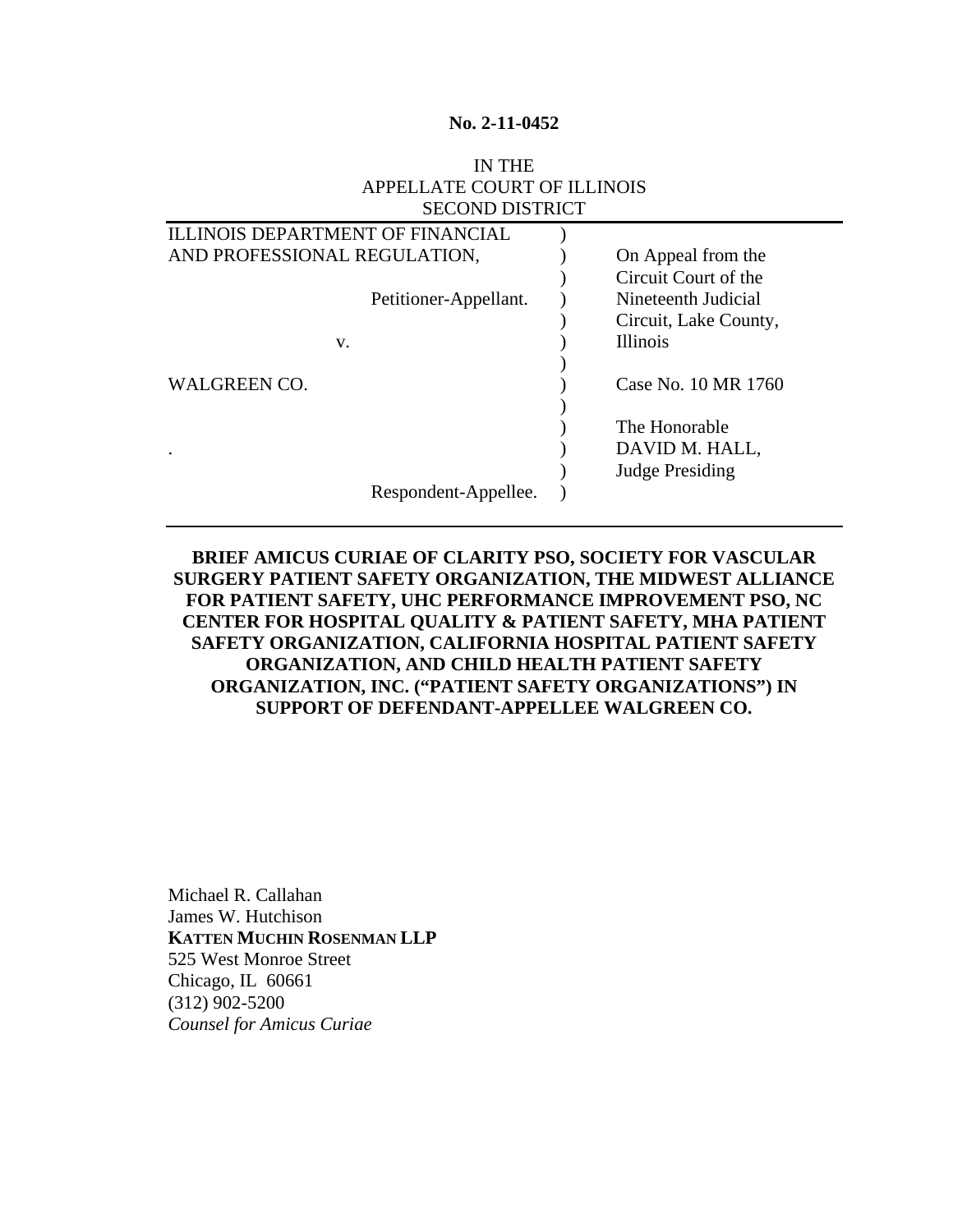**No. 2-11-0452**

IN THE
APPELLATE COURT OF ILLINOIS
SECOND DISTRICT

| | | |
|---|---|---|
| ILLINOIS DEPARTMENT OF FINANCIAL AND PROFESSIONAL REGULATION, | ) | On Appeal from the Circuit Court of the Nineteenth Judicial Circuit, Lake County, Illinois |
| Petitioner-Appellant. | ) | |
| v. | ) | |
| WALGREEN CO. | ) | Case No. 10 MR 1760 |
| . | ) | The Honorable DAVID M. HALL, Judge Presiding |
| Respondent-Appellee. | ) | |

**BRIEF AMICUS CURIAE OF CLARITY PSO, SOCIETY FOR VASCULAR SURGERY PATIENT SAFETY ORGANIZATION, THE MIDWEST ALLIANCE FOR PATIENT SAFETY, UHC PERFORMANCE IMPROVEMENT PSO, NC CENTER FOR HOSPITAL QUALITY & PATIENT SAFETY, MHA PATIENT SAFETY ORGANIZATION, CALIFORNIA HOSPITAL PATIENT SAFETY ORGANIZATION, AND CHILD HEALTH PATIENT SAFETY ORGANIZATION, INC. ("PATIENT SAFETY ORGANIZATIONS") IN SUPPORT OF DEFENDANT-APPELLEE WALGREEN CO.**

Michael R. Callahan
James W. Hutchison
**KATTEN MUCHIN ROSENMAN LLP**
525 West Monroe Street
Chicago, IL 60661
(312) 902-5200
*Counsel for Amicus Curiae*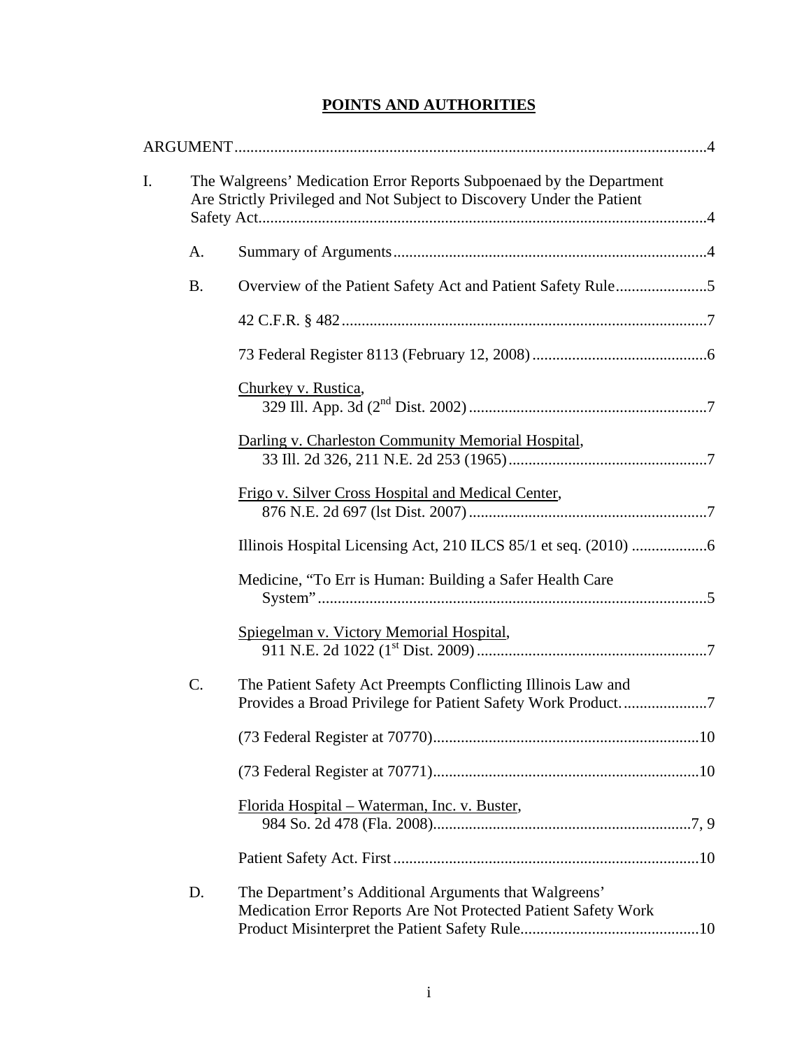# POINTS AND AUTHORITIES

ARGUMENT ..... 4

I. The Walgreens' Medication Error Reports Subpoenaed by the Department Are Strictly Privileged and Not Subject to Discovery Under the Patient Safety Act ..... 4

A. Summary of Arguments ..... 4

B. Overview of the Patient Safety Act and Patient Safety Rule ..... 5

42 C.F.R. § 482 ..... 7

73 Federal Register 8113 (February 12, 2008) ..... 6

Churkey v. Rustica,
329 Ill. App. 3d (2nd Dist. 2002) ..... 7

Darling v. Charleston Community Memorial Hospital,
33 Ill. 2d 326, 211 N.E. 2d 253 (1965) ..... 7

Frigo v. Silver Cross Hospital and Medical Center,
876 N.E. 2d 697 (lst Dist. 2007) ..... 7

Illinois Hospital Licensing Act, 210 ILCS 85/1 et seq. (2010) ..... 6

Medicine, "To Err is Human: Building a Safer Health Care System" ..... 5

Spiegelman v. Victory Memorial Hospital,
911 N.E. 2d 1022 (1st Dist. 2009) ..... 7

C. The Patient Safety Act Preempts Conflicting Illinois Law and Provides a Broad Privilege for Patient Safety Work Product. ..... 7

(73 Federal Register at 70770) ..... 10

(73 Federal Register at 70771) ..... 10

Florida Hospital – Waterman, Inc. v. Buster,
984 So. 2d 478 (Fla. 2008) ..... 7, 9

Patient Safety Act. First ..... 10

D. The Department's Additional Arguments that Walgreens' Medication Error Reports Are Not Protected Patient Safety Work Product Misinterpret the Patient Safety Rule ..... 10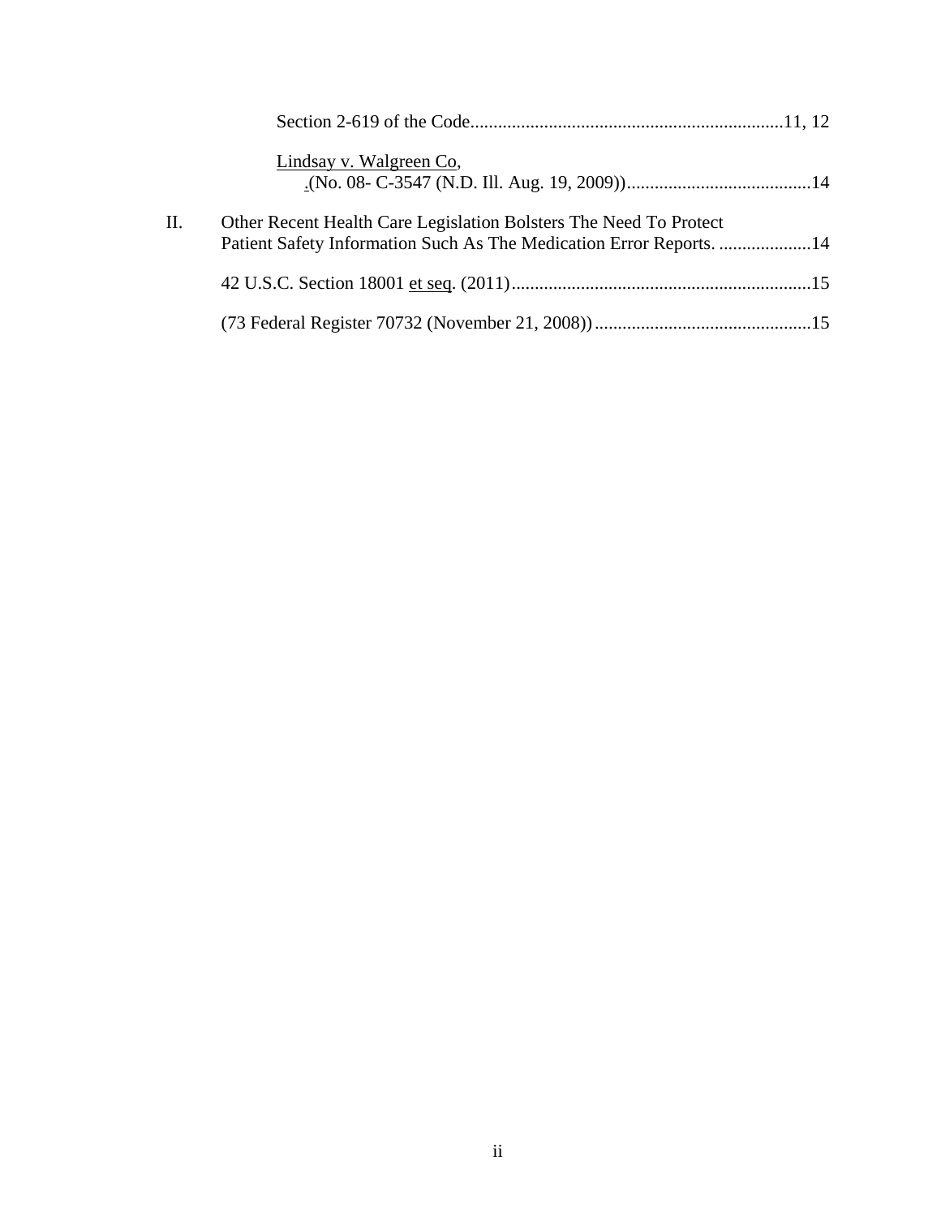Section 2-619 of the Code....................................................................11, 12

Lindsay v. Walgreen Co,
.(No. 08- C-3547 (N.D. Ill. Aug. 19, 2009))........................................14

II. Other Recent Health Care Legislation Bolsters The Need To Protect Patient Safety Information Such As The Medication Error Reports. ....................14

42 U.S.C. Section 18001 et seq. (2011)................................................................15

(73 Federal Register 70732 (November 21, 2008))...............................................15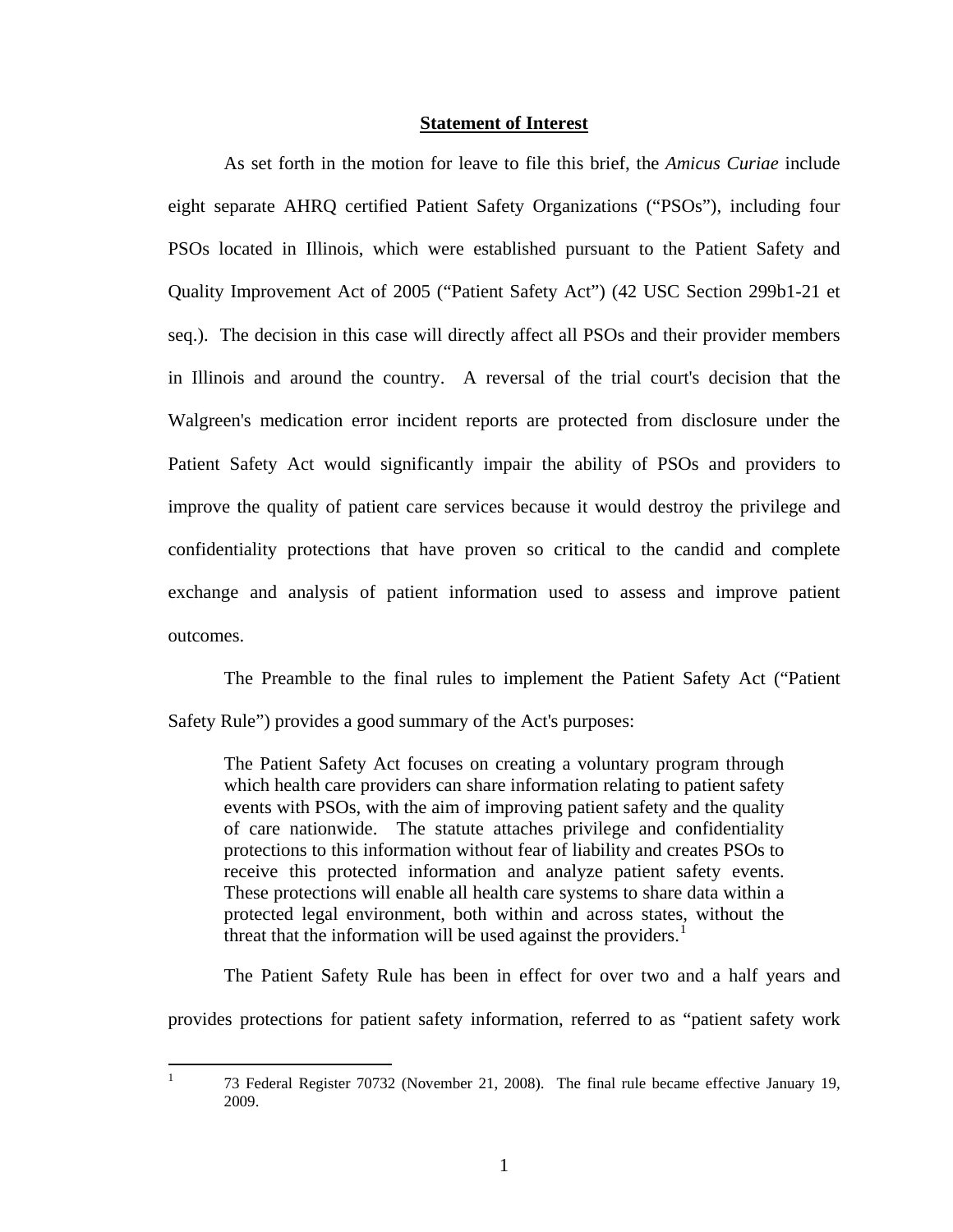## Statement of Interest

As set forth in the motion for leave to file this brief, the *Amicus Curiae* include eight separate AHRQ certified Patient Safety Organizations ("PSOs"), including four PSOs located in Illinois, which were established pursuant to the Patient Safety and Quality Improvement Act of 2005 ("Patient Safety Act") (42 USC Section 299b1-21 et seq.). The decision in this case will directly affect all PSOs and their provider members in Illinois and around the country. A reversal of the trial court's decision that the Walgreen's medication error incident reports are protected from disclosure under the Patient Safety Act would significantly impair the ability of PSOs and providers to improve the quality of patient care services because it would destroy the privilege and confidentiality protections that have proven so critical to the candid and complete exchange and analysis of patient information used to assess and improve patient outcomes.

The Preamble to the final rules to implement the Patient Safety Act ("Patient Safety Rule") provides a good summary of the Act's purposes:

> The Patient Safety Act focuses on creating a voluntary program through which health care providers can share information relating to patient safety events with PSOs, with the aim of improving patient safety and the quality of care nationwide. The statute attaches privilege and confidentiality protections to this information without fear of liability and creates PSOs to receive this protected information and analyze patient safety events. These protections will enable all health care systems to share data within a protected legal environment, both within and across states, without the threat that the information will be used against the providers.[1]

The Patient Safety Rule has been in effect for over two and a half years and provides protections for patient safety information, referred to as "patient safety work

---

[1] 73 Federal Register 70732 (November 21, 2008). The final rule became effective January 19, 2009.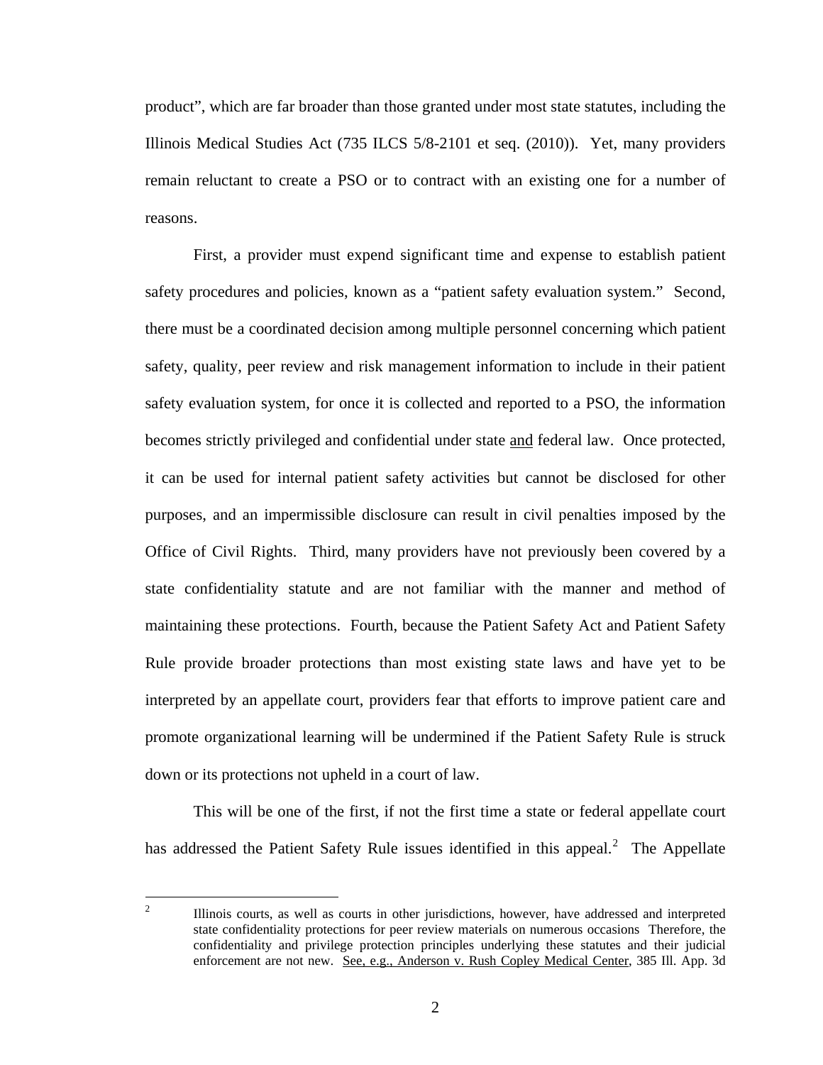product", which are far broader than those granted under most state statutes, including the Illinois Medical Studies Act (735 ILCS 5/8-2101 et seq. (2010)). Yet, many providers remain reluctant to create a PSO or to contract with an existing one for a number of reasons.

First, a provider must expend significant time and expense to establish patient safety procedures and policies, known as a "patient safety evaluation system." Second, there must be a coordinated decision among multiple personnel concerning which patient safety, quality, peer review and risk management information to include in their patient safety evaluation system, for once it is collected and reported to a PSO, the information becomes strictly privileged and confidential under state <u>and</u> federal law. Once protected, it can be used for internal patient safety activities but cannot be disclosed for other purposes, and an impermissible disclosure can result in civil penalties imposed by the Office of Civil Rights. Third, many providers have not previously been covered by a state confidentiality statute and are not familiar with the manner and method of maintaining these protections. Fourth, because the Patient Safety Act and Patient Safety Rule provide broader protections than most existing state laws and have yet to be interpreted by an appellate court, providers fear that efforts to improve patient care and promote organizational learning will be undermined if the Patient Safety Rule is struck down or its protections not upheld in a court of law.

This will be one of the first, if not the first time a state or federal appellate court has addressed the Patient Safety Rule issues identified in this appeal.[2] The Appellate

---

[2] Illinois courts, as well as courts in other jurisdictions, however, have addressed and interpreted state confidentiality protections for peer review materials on numerous occasions Therefore, the confidentiality and privilege protection principles underlying these statutes and their judicial enforcement are not new. <u>See, e.g., Anderson v. Rush Copley Medical Center</u>, 385 Ill. App. 3d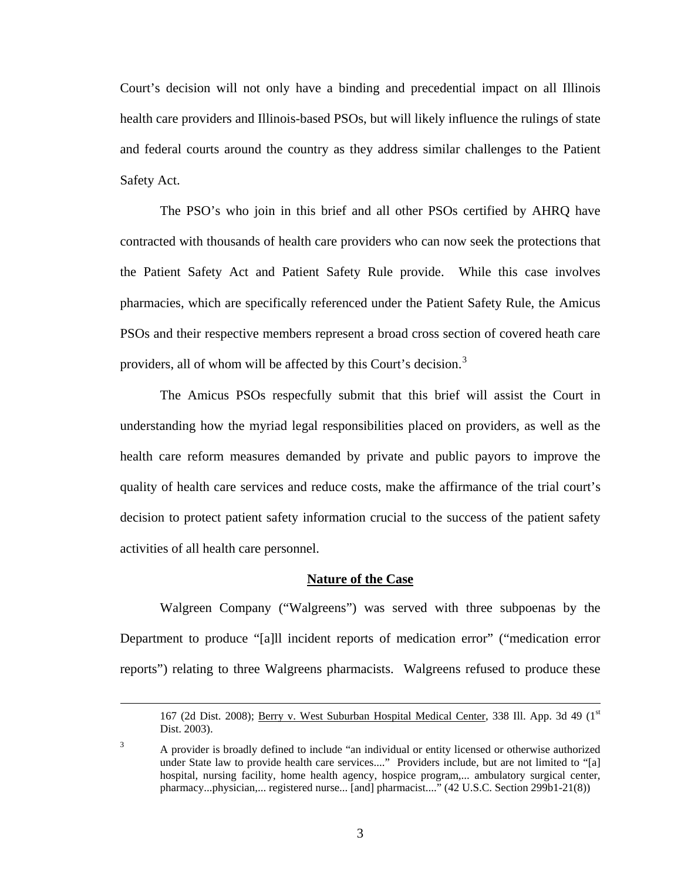Court's decision will not only have a binding and precedential impact on all Illinois health care providers and Illinois-based PSOs, but will likely influence the rulings of state and federal courts around the country as they address similar challenges to the Patient Safety Act.

The PSO's who join in this brief and all other PSOs certified by AHRQ have contracted with thousands of health care providers who can now seek the protections that the Patient Safety Act and Patient Safety Rule provide. While this case involves pharmacies, which are specifically referenced under the Patient Safety Rule, the Amicus PSOs and their respective members represent a broad cross section of covered heath care providers, all of whom will be affected by this Court's decision.[3]

The Amicus PSOs respecfully submit that this brief will assist the Court in understanding how the myriad legal responsibilities placed on providers, as well as the health care reform measures demanded by private and public payors to improve the quality of health care services and reduce costs, make the affirmance of the trial court's decision to protect patient safety information crucial to the success of the patient safety activities of all health care personnel.

## Nature of the Case

Walgreen Company ("Walgreens") was served with three subpoenas by the Department to produce "[a]ll incident reports of medication error" ("medication error reports") relating to three Walgreens pharmacists. Walgreens refused to produce these

---

167 (2d Dist. 2008); Berry v. West Suburban Hospital Medical Center, 338 Ill. App. 3d 49 (1st Dist. 2003).

[3] A provider is broadly defined to include "an individual or entity licensed or otherwise authorized under State law to provide health care services...." Providers include, but are not limited to "[a] hospital, nursing facility, home health agency, hospice program,... ambulatory surgical center, pharmacy...physician,... registered nurse... [and] pharmacist...." (42 U.S.C. Section 299b1-21(8))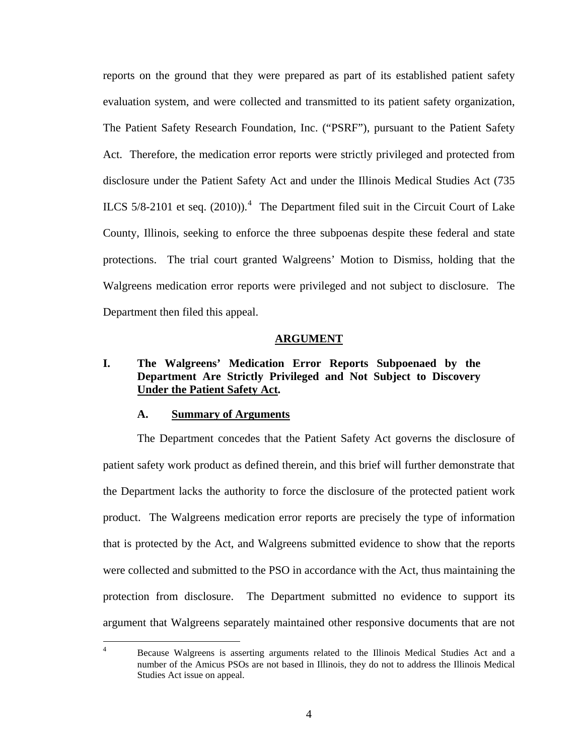reports on the ground that they were prepared as part of its established patient safety evaluation system, and were collected and transmitted to its patient safety organization, The Patient Safety Research Foundation, Inc. ("PSRF"), pursuant to the Patient Safety Act. Therefore, the medication error reports were strictly privileged and protected from disclosure under the Patient Safety Act and under the Illinois Medical Studies Act (735 ILCS 5/8-2101 et seq. (2010)).[4] The Department filed suit in the Circuit Court of Lake County, Illinois, seeking to enforce the three subpoenas despite these federal and state protections. The trial court granted Walgreens' Motion to Dismiss, holding that the Walgreens medication error reports were privileged and not subject to disclosure. The Department then filed this appeal.

## ARGUMENT

### I. The Walgreens' Medication Error Reports Subpoenaed by the Department Are Strictly Privileged and Not Subject to Discovery Under the Patient Safety Act.

#### A. Summary of Arguments

The Department concedes that the Patient Safety Act governs the disclosure of patient safety work product as defined therein, and this brief will further demonstrate that the Department lacks the authority to force the disclosure of the protected patient work product. The Walgreens medication error reports are precisely the type of information that is protected by the Act, and Walgreens submitted evidence to show that the reports were collected and submitted to the PSO in accordance with the Act, thus maintaining the protection from disclosure. The Department submitted no evidence to support its argument that Walgreens separately maintained other responsive documents that are not

---

[4] Because Walgreens is asserting arguments related to the Illinois Medical Studies Act and a number of the Amicus PSOs are not based in Illinois, they do not to address the Illinois Medical Studies Act issue on appeal.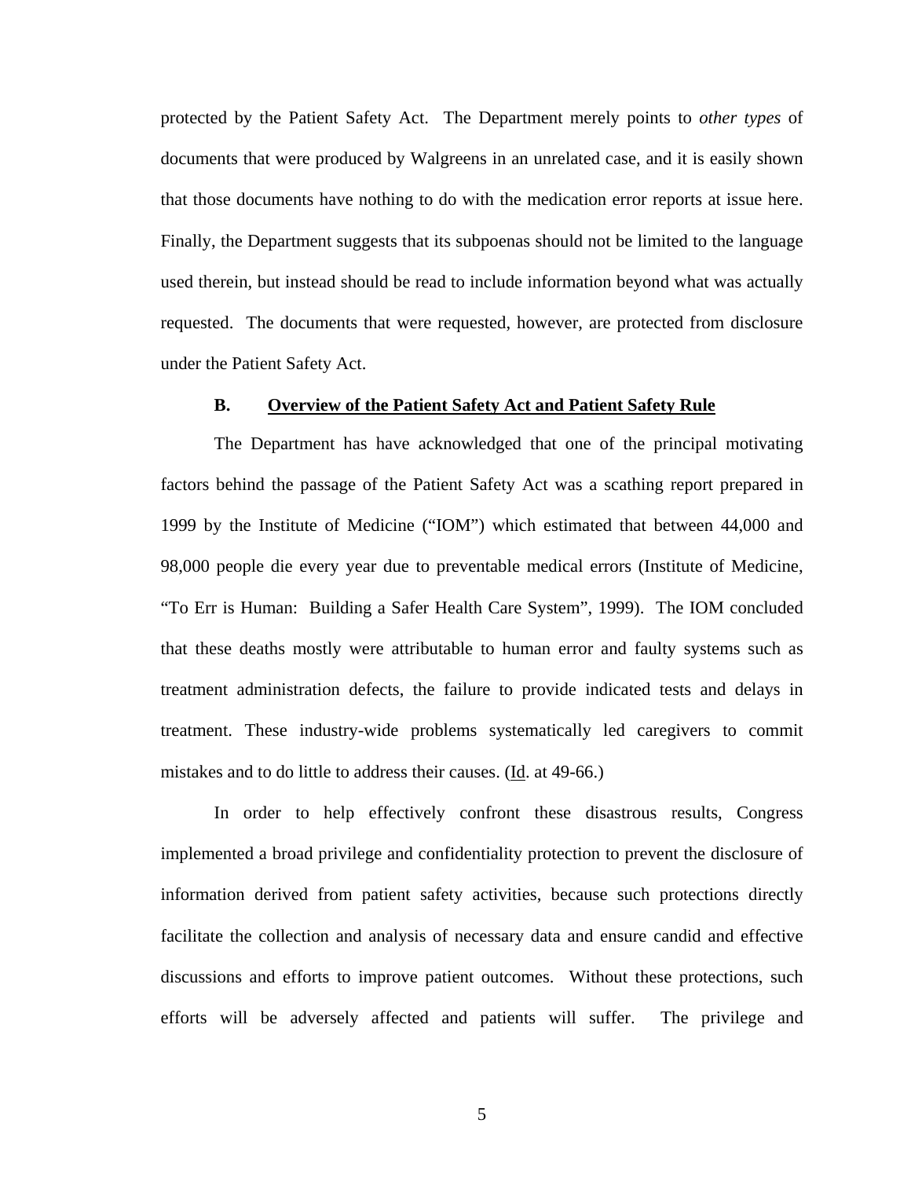protected by the Patient Safety Act. The Department merely points to *other types* of documents that were produced by Walgreens in an unrelated case, and it is easily shown that those documents have nothing to do with the medication error reports at issue here. Finally, the Department suggests that its subpoenas should not be limited to the language used therein, but instead should be read to include information beyond what was actually requested. The documents that were requested, however, are protected from disclosure under the Patient Safety Act.

## B. Overview of the Patient Safety Act and Patient Safety Rule

The Department has have acknowledged that one of the principal motivating factors behind the passage of the Patient Safety Act was a scathing report prepared in 1999 by the Institute of Medicine ("IOM") which estimated that between 44,000 and 98,000 people die every year due to preventable medical errors (Institute of Medicine, "To Err is Human: Building a Safer Health Care System", 1999). The IOM concluded that these deaths mostly were attributable to human error and faulty systems such as treatment administration defects, the failure to provide indicated tests and delays in treatment. These industry-wide problems systematically led caregivers to commit mistakes and to do little to address their causes. (Id. at 49-66.)

In order to help effectively confront these disastrous results, Congress implemented a broad privilege and confidentiality protection to prevent the disclosure of information derived from patient safety activities, because such protections directly facilitate the collection and analysis of necessary data and ensure candid and effective discussions and efforts to improve patient outcomes. Without these protections, such efforts will be adversely affected and patients will suffer. The privilege and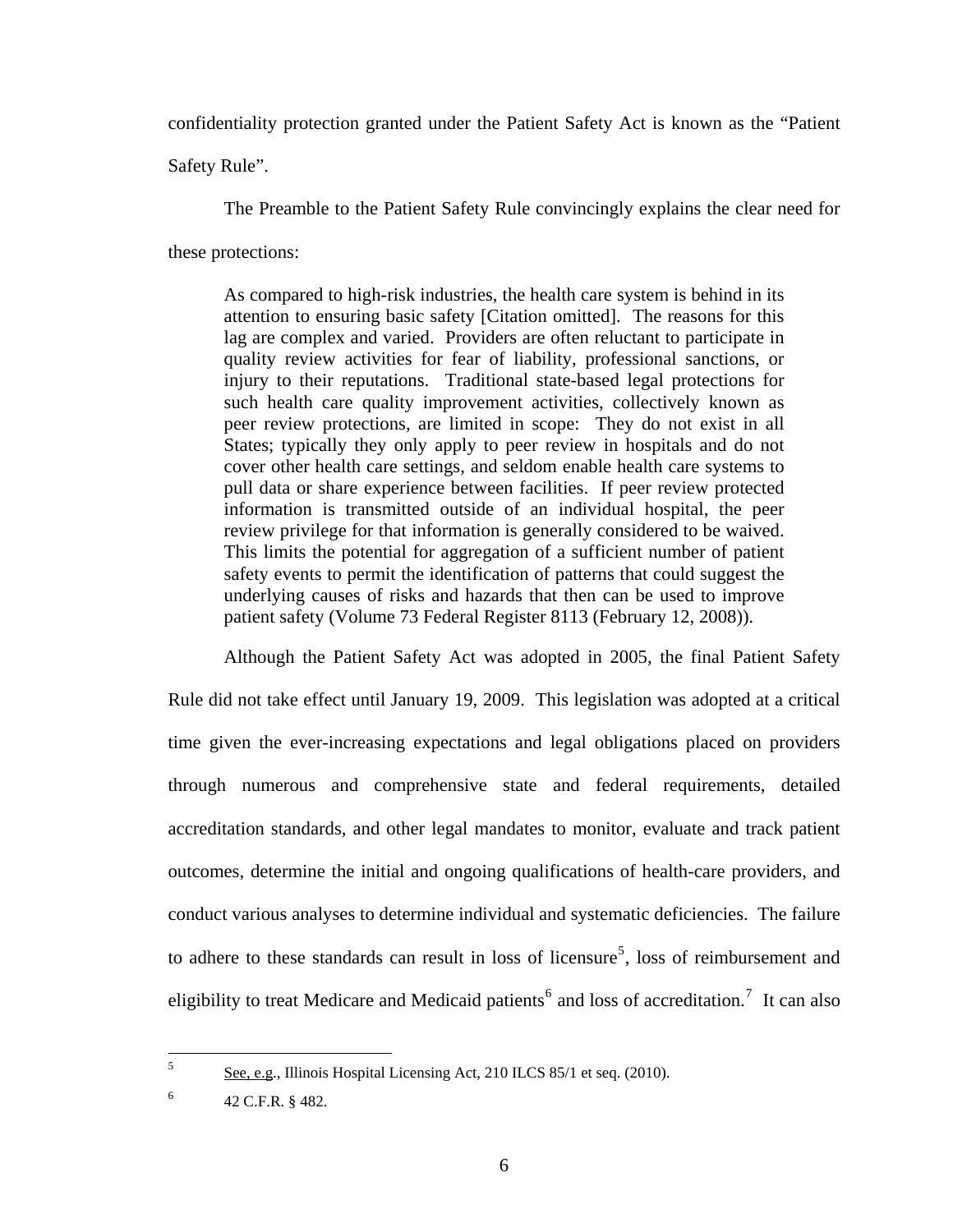confidentiality protection granted under the Patient Safety Act is known as the "Patient Safety Rule".

The Preamble to the Patient Safety Rule convincingly explains the clear need for these protections:

> As compared to high-risk industries, the health care system is behind in its attention to ensuring basic safety [Citation omitted]. The reasons for this lag are complex and varied. Providers are often reluctant to participate in quality review activities for fear of liability, professional sanctions, or injury to their reputations. Traditional state-based legal protections for such health care quality improvement activities, collectively known as peer review protections, are limited in scope: They do not exist in all States; typically they only apply to peer review in hospitals and do not cover other health care settings, and seldom enable health care systems to pull data or share experience between facilities. If peer review protected information is transmitted outside of an individual hospital, the peer review privilege for that information is generally considered to be waived. This limits the potential for aggregation of a sufficient number of patient safety events to permit the identification of patterns that could suggest the underlying causes of risks and hazards that then can be used to improve patient safety (Volume 73 Federal Register 8113 (February 12, 2008)).

Although the Patient Safety Act was adopted in 2005, the final Patient Safety Rule did not take effect until January 19, 2009. This legislation was adopted at a critical time given the ever-increasing expectations and legal obligations placed on providers through numerous and comprehensive state and federal requirements, detailed accreditation standards, and other legal mandates to monitor, evaluate and track patient outcomes, determine the initial and ongoing qualifications of health-care providers, and conduct various analyses to determine individual and systematic deficiencies. The failure to adhere to these standards can result in loss of licensure[5], loss of reimbursement and eligibility to treat Medicare and Medicaid patients[6] and loss of accreditation.[7] It can also

---

[5] See, e.g., Illinois Hospital Licensing Act, 210 ILCS 85/1 et seq. (2010).

[6] 42 C.F.R. § 482.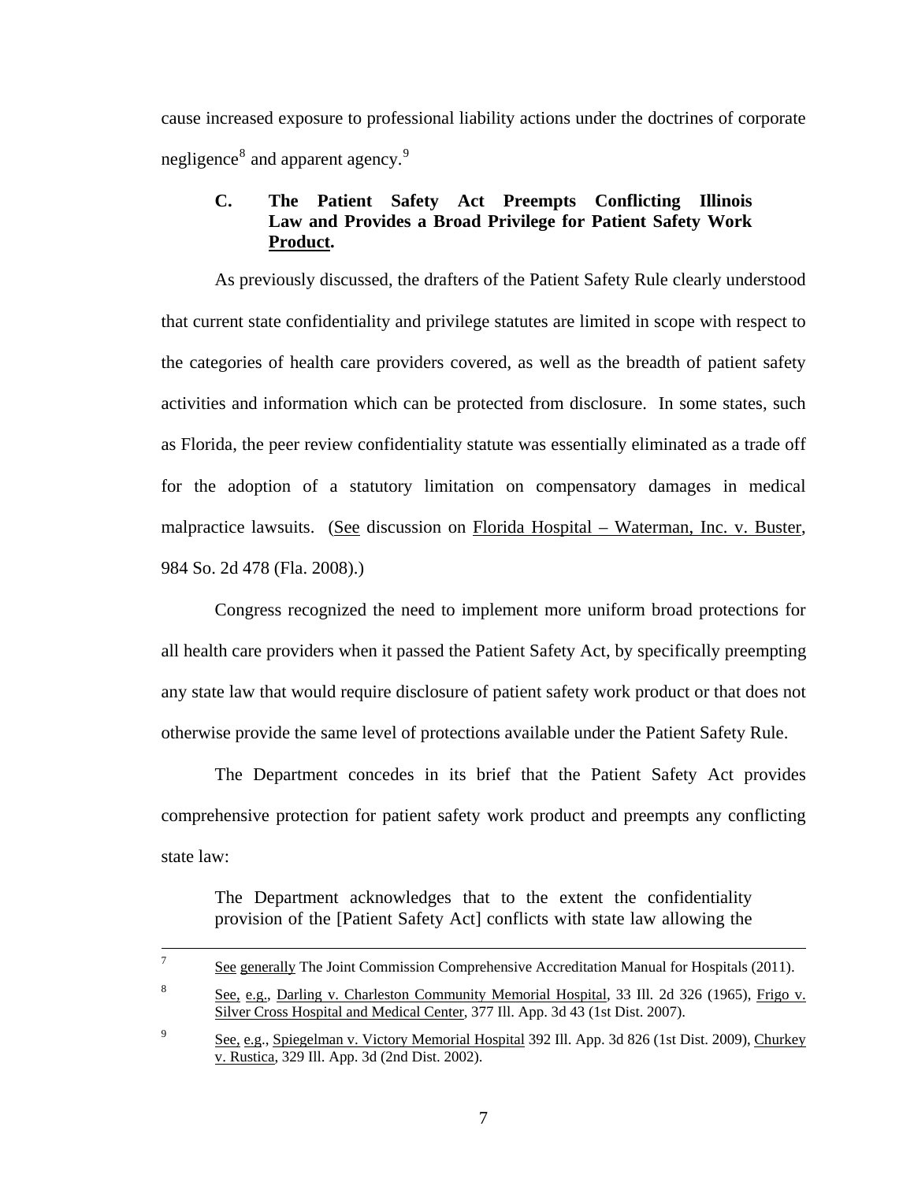cause increased exposure to professional liability actions under the doctrines of corporate negligence[8] and apparent agency.[9]

### C. The Patient Safety Act Preempts Conflicting Illinois Law and Provides a Broad Privilege for Patient Safety Work Product.

As previously discussed, the drafters of the Patient Safety Rule clearly understood that current state confidentiality and privilege statutes are limited in scope with respect to the categories of health care providers covered, as well as the breadth of patient safety activities and information which can be protected from disclosure. In some states, such as Florida, the peer review confidentiality statute was essentially eliminated as a trade off for the adoption of a statutory limitation on compensatory damages in medical malpractice lawsuits. (See discussion on Florida Hospital – Waterman, Inc. v. Buster, 984 So. 2d 478 (Fla. 2008).)

Congress recognized the need to implement more uniform broad protections for all health care providers when it passed the Patient Safety Act, by specifically preempting any state law that would require disclosure of patient safety work product or that does not otherwise provide the same level of protections available under the Patient Safety Rule.

The Department concedes in its brief that the Patient Safety Act provides comprehensive protection for patient safety work product and preempts any conflicting state law:

> The Department acknowledges that to the extent the confidentiality provision of the [Patient Safety Act] conflicts with state law allowing the

---

[7] See generally The Joint Commission Comprehensive Accreditation Manual for Hospitals (2011).

[8] See, e.g., Darling v. Charleston Community Memorial Hospital, 33 Ill. 2d 326 (1965), Frigo v. Silver Cross Hospital and Medical Center, 377 Ill. App. 3d 43 (1st Dist. 2007).

[9] See, e.g., Spiegelman v. Victory Memorial Hospital 392 Ill. App. 3d 826 (1st Dist. 2009), Churkey v. Rustica, 329 Ill. App. 3d (2nd Dist. 2002).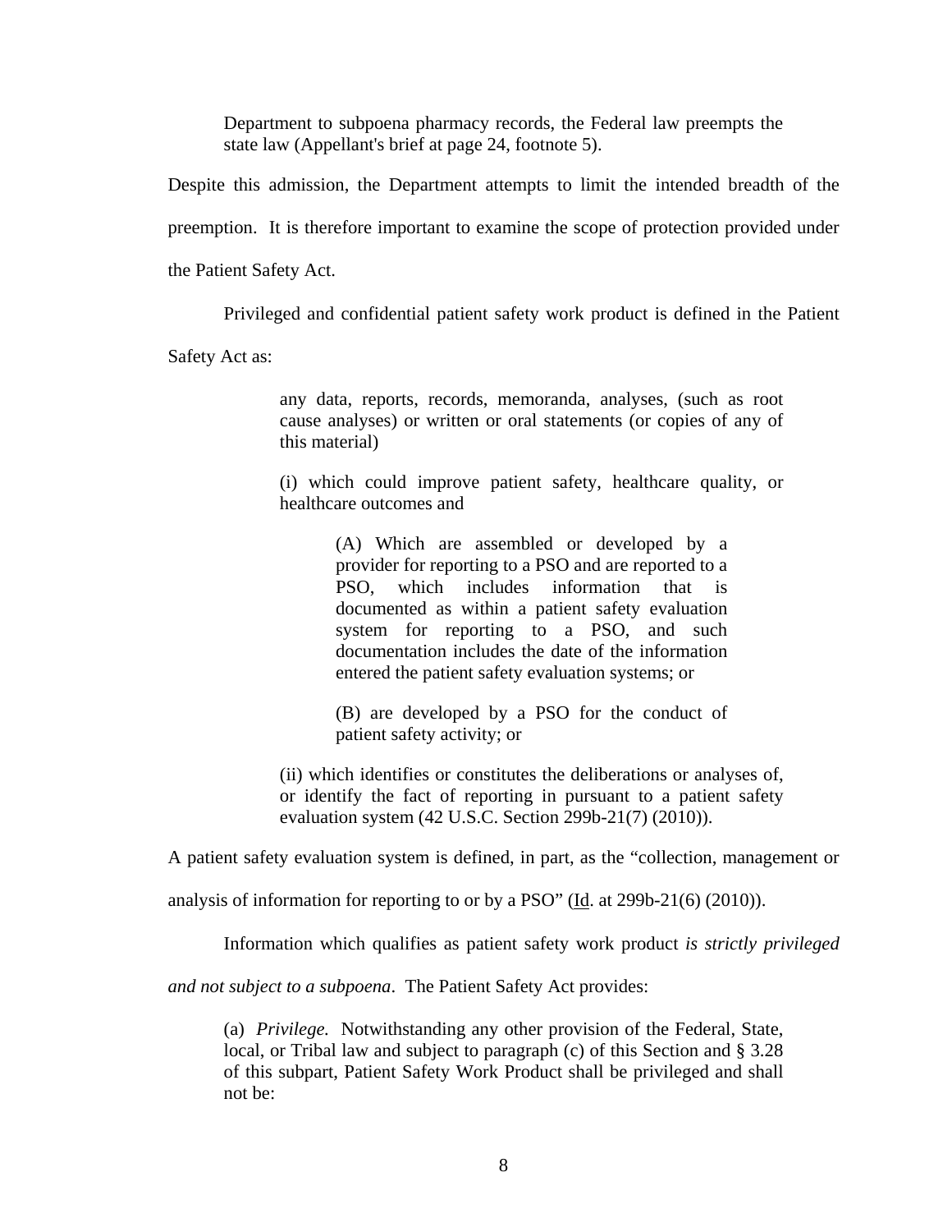> Department to subpoena pharmacy records, the Federal law preempts the state law (Appellant's brief at page 24, footnote 5).

Despite this admission, the Department attempts to limit the intended breadth of the preemption. It is therefore important to examine the scope of protection provided under the Patient Safety Act.

Privileged and confidential patient safety work product is defined in the Patient Safety Act as:

> any data, reports, records, memoranda, analyses, (such as root cause analyses) or written or oral statements (or copies of any of this material)
>
> (i) which could improve patient safety, healthcare quality, or healthcare outcomes and
>
> > (A) Which are assembled or developed by a provider for reporting to a PSO and are reported to a PSO, which includes information that is documented as within a patient safety evaluation system for reporting to a PSO, and such documentation includes the date of the information entered the patient safety evaluation systems; or
> >
> > (B) are developed by a PSO for the conduct of patient safety activity; or
>
> (ii) which identifies or constitutes the deliberations or analyses of, or identify the fact of reporting in pursuant to a patient safety evaluation system (42 U.S.C. Section 299b-21(7) (2010)).

A patient safety evaluation system is defined, in part, as the "collection, management or analysis of information for reporting to or by a PSO" (Id. at 299b-21(6) (2010)).

Information which qualifies as patient safety work product *is strictly privileged and not subject to a subpoena*. The Patient Safety Act provides:

> (a) *Privilege.* Notwithstanding any other provision of the Federal, State, local, or Tribal law and subject to paragraph (c) of this Section and § 3.28 of this subpart, Patient Safety Work Product shall be privileged and shall not be: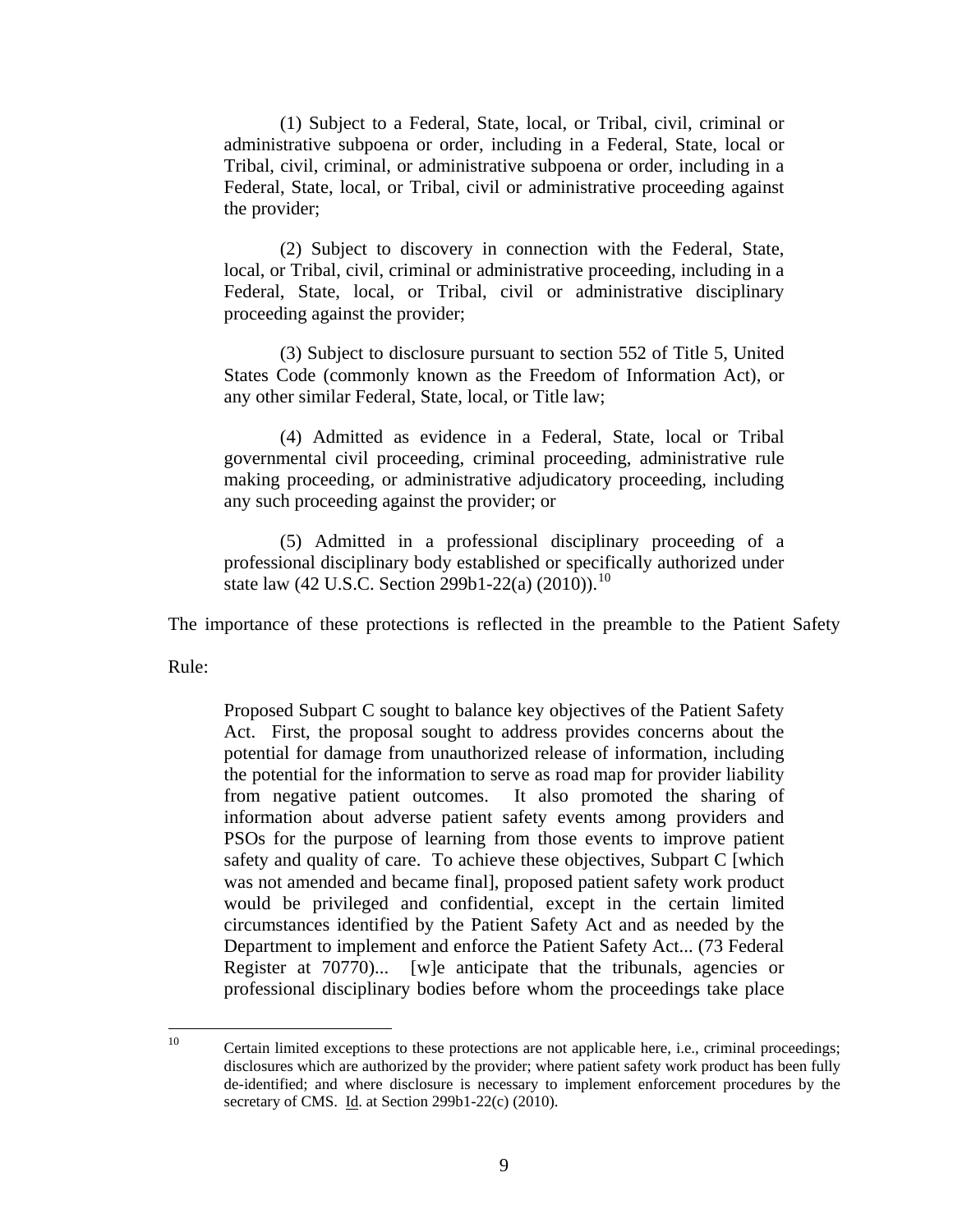(1) Subject to a Federal, State, local, or Tribal, civil, criminal or administrative subpoena or order, including in a Federal, State, local or Tribal, civil, criminal, or administrative subpoena or order, including in a Federal, State, local, or Tribal, civil or administrative proceeding against the provider;

> (2) Subject to discovery in connection with the Federal, State, local, or Tribal, civil, criminal or administrative proceeding, including in a Federal, State, local, or Tribal, civil or administrative disciplinary proceeding against the provider;
>
> (3) Subject to disclosure pursuant to section 552 of Title 5, United States Code (commonly known as the Freedom of Information Act), or any other similar Federal, State, local, or Title law;
>
> (4) Admitted as evidence in a Federal, State, local or Tribal governmental civil proceeding, criminal proceeding, administrative rule making proceeding, or administrative adjudicatory proceeding, including any such proceeding against the provider; or
>
> (5) Admitted in a professional disciplinary proceeding of a professional disciplinary body established or specifically authorized under state law (42 U.S.C. Section 299b1-22(a) (2010)).[10]

The importance of these protections is reflected in the preamble to the Patient Safety Rule:

> Proposed Subpart C sought to balance key objectives of the Patient Safety Act. First, the proposal sought to address provides concerns about the potential for damage from unauthorized release of information, including the potential for the information to serve as road map for provider liability from negative patient outcomes. It also promoted the sharing of information about adverse patient safety events among providers and PSOs for the purpose of learning from those events to improve patient safety and quality of care. To achieve these objectives, Subpart C [which was not amended and became final], proposed patient safety work product would be privileged and confidential, except in the certain limited circumstances identified by the Patient Safety Act and as needed by the Department to implement and enforce the Patient Safety Act... (73 Federal Register at 70770)... [w]e anticipate that the tribunals, agencies or professional disciplinary bodies before whom the proceedings take place

---

[10] Certain limited exceptions to these protections are not applicable here, i.e., criminal proceedings; disclosures which are authorized by the provider; where patient safety work product has been fully de-identified; and where disclosure is necessary to implement enforcement procedures by the secretary of CMS. Id. at Section 299b1-22(c) (2010).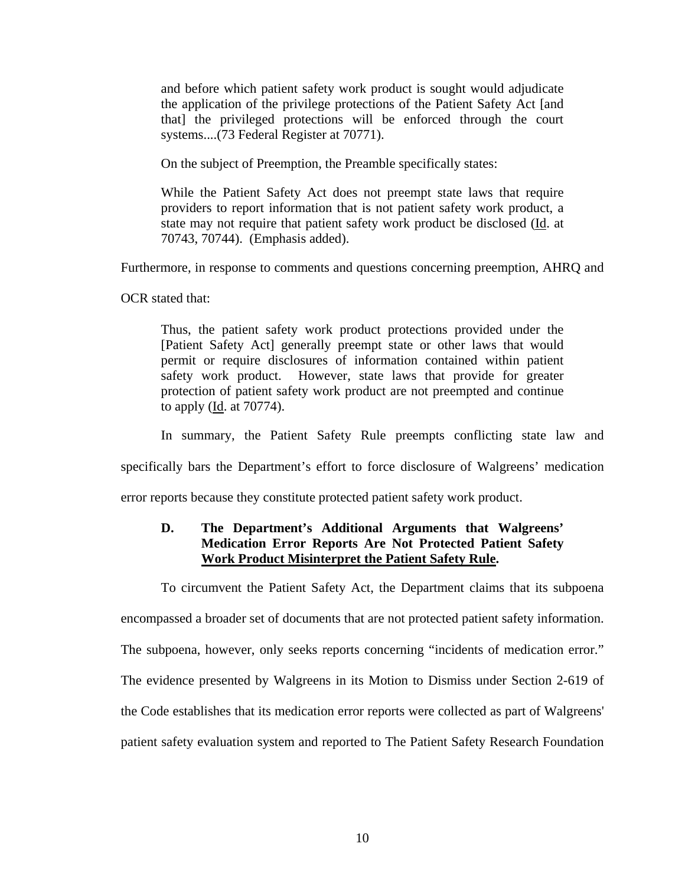> and before which patient safety work product is sought would adjudicate the application of the privilege protections of the Patient Safety Act [and that] the privileged protections will be enforced through the court systems....(73 Federal Register at 70771).

On the subject of Preemption, the Preamble specifically states:

> While the Patient Safety Act does not preempt state laws that require providers to report information that is not patient safety work product, a state may not require that patient safety work product be disclosed (Id. at 70743, 70744). (Emphasis added).

Furthermore, in response to comments and questions concerning preemption, AHRQ and OCR stated that:

> Thus, the patient safety work product protections provided under the [Patient Safety Act] generally preempt state or other laws that would permit or require disclosures of information contained within patient safety work product. However, state laws that provide for greater protection of patient safety work product are not preempted and continue to apply (Id. at 70774).

In summary, the Patient Safety Rule preempts conflicting state law and specifically bars the Department's effort to force disclosure of Walgreens' medication error reports because they constitute protected patient safety work product.

**D. The Department's Additional Arguments that Walgreens' Medication Error Reports Are Not Protected Patient Safety Work Product Misinterpret the Patient Safety Rule.**

To circumvent the Patient Safety Act, the Department claims that its subpoena encompassed a broader set of documents that are not protected patient safety information. The subpoena, however, only seeks reports concerning "incidents of medication error." The evidence presented by Walgreens in its Motion to Dismiss under Section 2-619 of the Code establishes that its medication error reports were collected as part of Walgreens' patient safety evaluation system and reported to The Patient Safety Research Foundation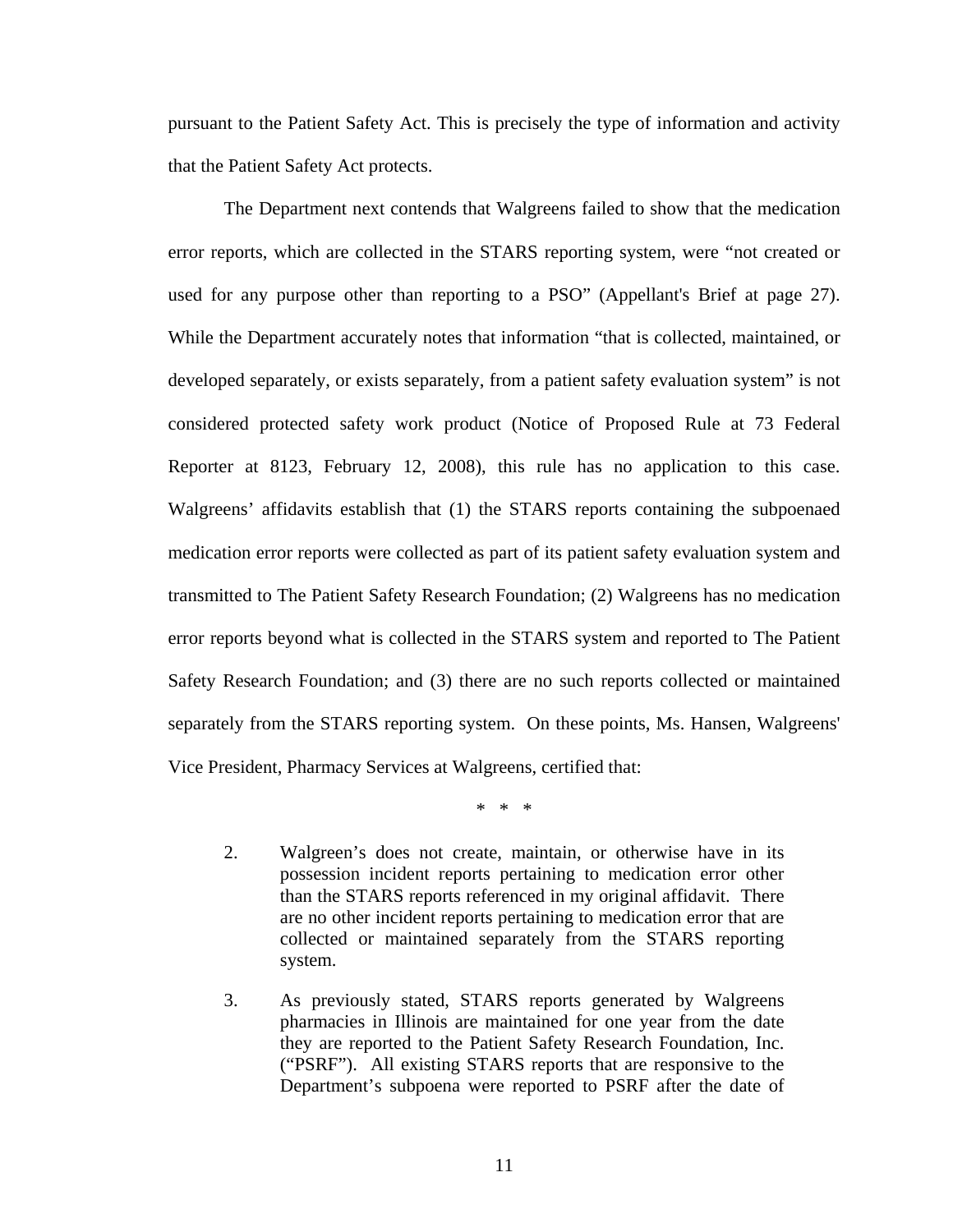pursuant to the Patient Safety Act. This is precisely the type of information and activity that the Patient Safety Act protects.

The Department next contends that Walgreens failed to show that the medication error reports, which are collected in the STARS reporting system, were "not created or used for any purpose other than reporting to a PSO" (Appellant's Brief at page 27). While the Department accurately notes that information "that is collected, maintained, or developed separately, or exists separately, from a patient safety evaluation system" is not considered protected safety work product (Notice of Proposed Rule at 73 Federal Reporter at 8123, February 12, 2008), this rule has no application to this case. Walgreens' affidavits establish that (1) the STARS reports containing the subpoenaed medication error reports were collected as part of its patient safety evaluation system and transmitted to The Patient Safety Research Foundation; (2) Walgreens has no medication error reports beyond what is collected in the STARS system and reported to The Patient Safety Research Foundation; and (3) there are no such reports collected or maintained separately from the STARS reporting system. On these points, Ms. Hansen, Walgreens' Vice President, Pharmacy Services at Walgreens, certified that:

\* \* \*

> 2. Walgreen's does not create, maintain, or otherwise have in its possession incident reports pertaining to medication error other than the STARS reports referenced in my original affidavit. There are no other incident reports pertaining to medication error that are collected or maintained separately from the STARS reporting system.
>
> 3. As previously stated, STARS reports generated by Walgreens pharmacies in Illinois are maintained for one year from the date they are reported to the Patient Safety Research Foundation, Inc. ("PSRF"). All existing STARS reports that are responsive to the Department's subpoena were reported to PSRF after the date of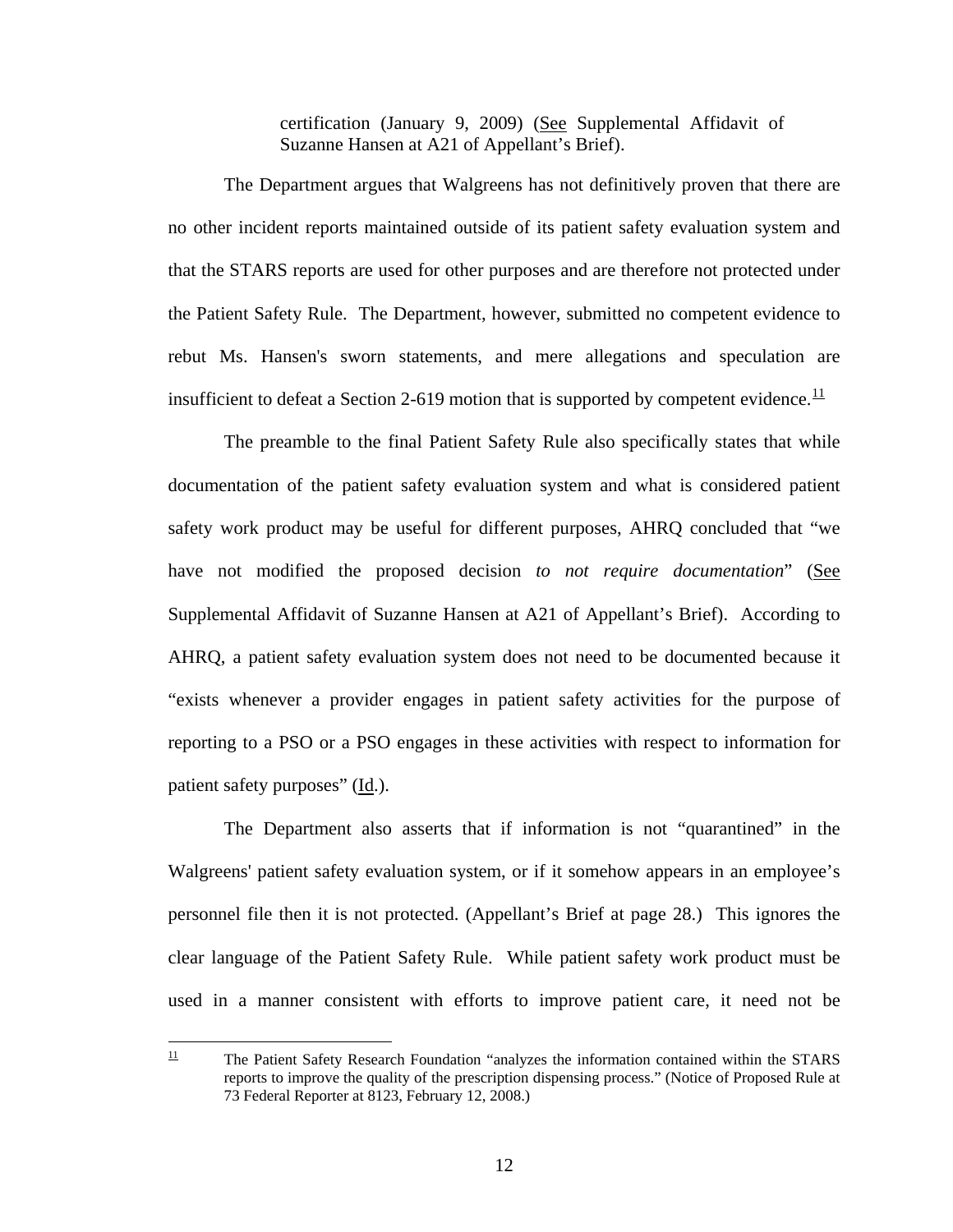certification (January 9, 2009) (See Supplemental Affidavit of Suzanne Hansen at A21 of Appellant's Brief).

The Department argues that Walgreens has not definitively proven that there are no other incident reports maintained outside of its patient safety evaluation system and that the STARS reports are used for other purposes and are therefore not protected under the Patient Safety Rule. The Department, however, submitted no competent evidence to rebut Ms. Hansen's sworn statements, and mere allegations and speculation are insufficient to defeat a Section 2-619 motion that is supported by competent evidence.[11]

The preamble to the final Patient Safety Rule also specifically states that while documentation of the patient safety evaluation system and what is considered patient safety work product may be useful for different purposes, AHRQ concluded that "we have not modified the proposed decision *to not require documentation*" (See Supplemental Affidavit of Suzanne Hansen at A21 of Appellant's Brief). According to AHRQ, a patient safety evaluation system does not need to be documented because it "exists whenever a provider engages in patient safety activities for the purpose of reporting to a PSO or a PSO engages in these activities with respect to information for patient safety purposes" (Id.).

The Department also asserts that if information is not "quarantined" in the Walgreens' patient safety evaluation system, or if it somehow appears in an employee's personnel file then it is not protected. (Appellant's Brief at page 28.) This ignores the clear language of the Patient Safety Rule. While patient safety work product must be used in a manner consistent with efforts to improve patient care, it need not be

---

[11] The Patient Safety Research Foundation "analyzes the information contained within the STARS reports to improve the quality of the prescription dispensing process." (Notice of Proposed Rule at 73 Federal Reporter at 8123, February 12, 2008.)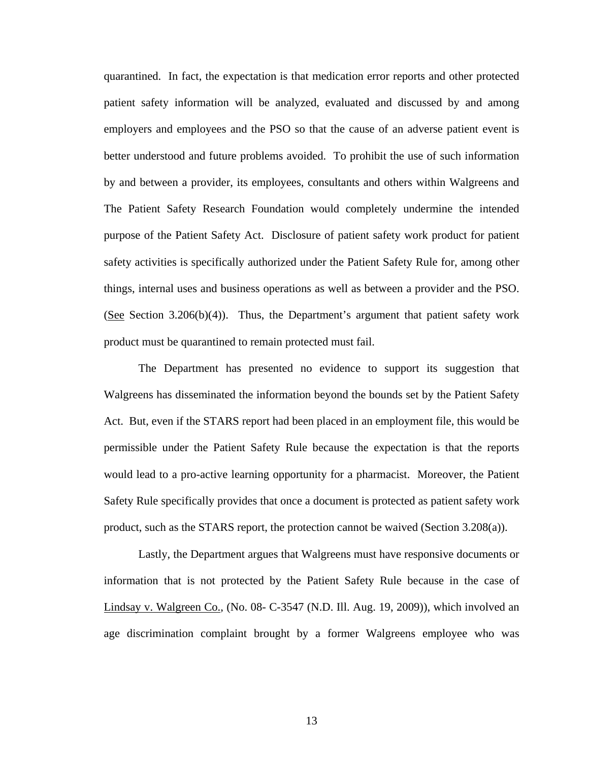quarantined. In fact, the expectation is that medication error reports and other protected patient safety information will be analyzed, evaluated and discussed by and among employers and employees and the PSO so that the cause of an adverse patient event is better understood and future problems avoided. To prohibit the use of such information by and between a provider, its employees, consultants and others within Walgreens and The Patient Safety Research Foundation would completely undermine the intended purpose of the Patient Safety Act. Disclosure of patient safety work product for patient safety activities is specifically authorized under the Patient Safety Rule for, among other things, internal uses and business operations as well as between a provider and the PSO. (See Section 3.206(b)(4)). Thus, the Department's argument that patient safety work product must be quarantined to remain protected must fail.

The Department has presented no evidence to support its suggestion that Walgreens has disseminated the information beyond the bounds set by the Patient Safety Act. But, even if the STARS report had been placed in an employment file, this would be permissible under the Patient Safety Rule because the expectation is that the reports would lead to a pro-active learning opportunity for a pharmacist. Moreover, the Patient Safety Rule specifically provides that once a document is protected as patient safety work product, such as the STARS report, the protection cannot be waived (Section 3.208(a)).

Lastly, the Department argues that Walgreens must have responsive documents or information that is not protected by the Patient Safety Rule because in the case of Lindsay v. Walgreen Co., (No. 08- C-3547 (N.D. Ill. Aug. 19, 2009)), which involved an age discrimination complaint brought by a former Walgreens employee who was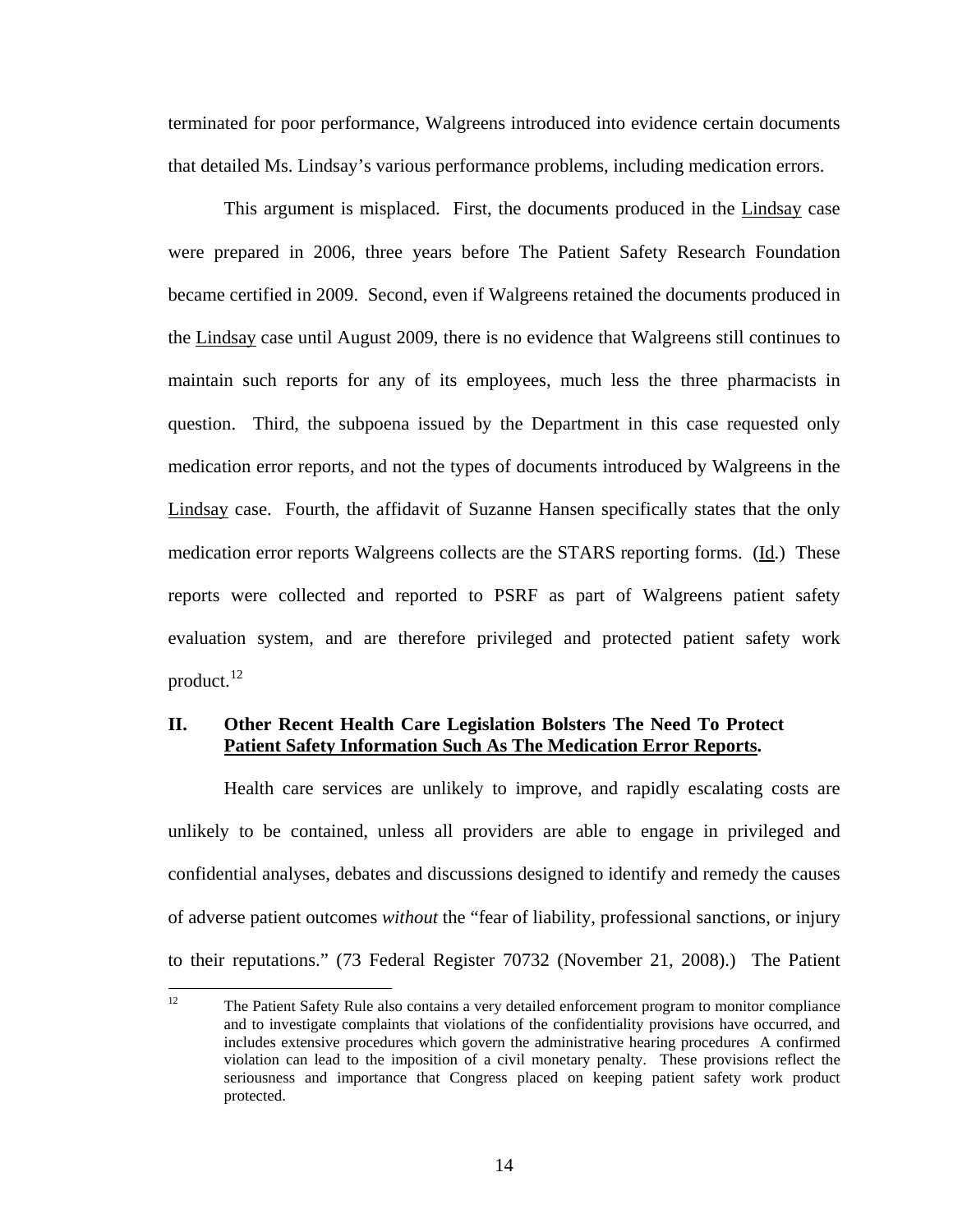terminated for poor performance, Walgreens introduced into evidence certain documents that detailed Ms. Lindsay's various performance problems, including medication errors.

This argument is misplaced. First, the documents produced in the Lindsay case were prepared in 2006, three years before The Patient Safety Research Foundation became certified in 2009. Second, even if Walgreens retained the documents produced in the Lindsay case until August 2009, there is no evidence that Walgreens still continues to maintain such reports for any of its employees, much less the three pharmacists in question. Third, the subpoena issued by the Department in this case requested only medication error reports, and not the types of documents introduced by Walgreens in the Lindsay case. Fourth, the affidavit of Suzanne Hansen specifically states that the only medication error reports Walgreens collects are the STARS reporting forms. (Id.) These reports were collected and reported to PSRF as part of Walgreens patient safety evaluation system, and are therefore privileged and protected patient safety work product.[12]

## II. Other Recent Health Care Legislation Bolsters The Need To Protect Patient Safety Information Such As The Medication Error Reports.

Health care services are unlikely to improve, and rapidly escalating costs are unlikely to be contained, unless all providers are able to engage in privileged and confidential analyses, debates and discussions designed to identify and remedy the causes of adverse patient outcomes *without* the "fear of liability, professional sanctions, or injury to their reputations." (73 Federal Register 70732 (November 21, 2008).) The Patient

[12] The Patient Safety Rule also contains a very detailed enforcement program to monitor compliance and to investigate complaints that violations of the confidentiality provisions have occurred, and includes extensive procedures which govern the administrative hearing procedures A confirmed violation can lead to the imposition of a civil monetary penalty. These provisions reflect the seriousness and importance that Congress placed on keeping patient safety work product protected.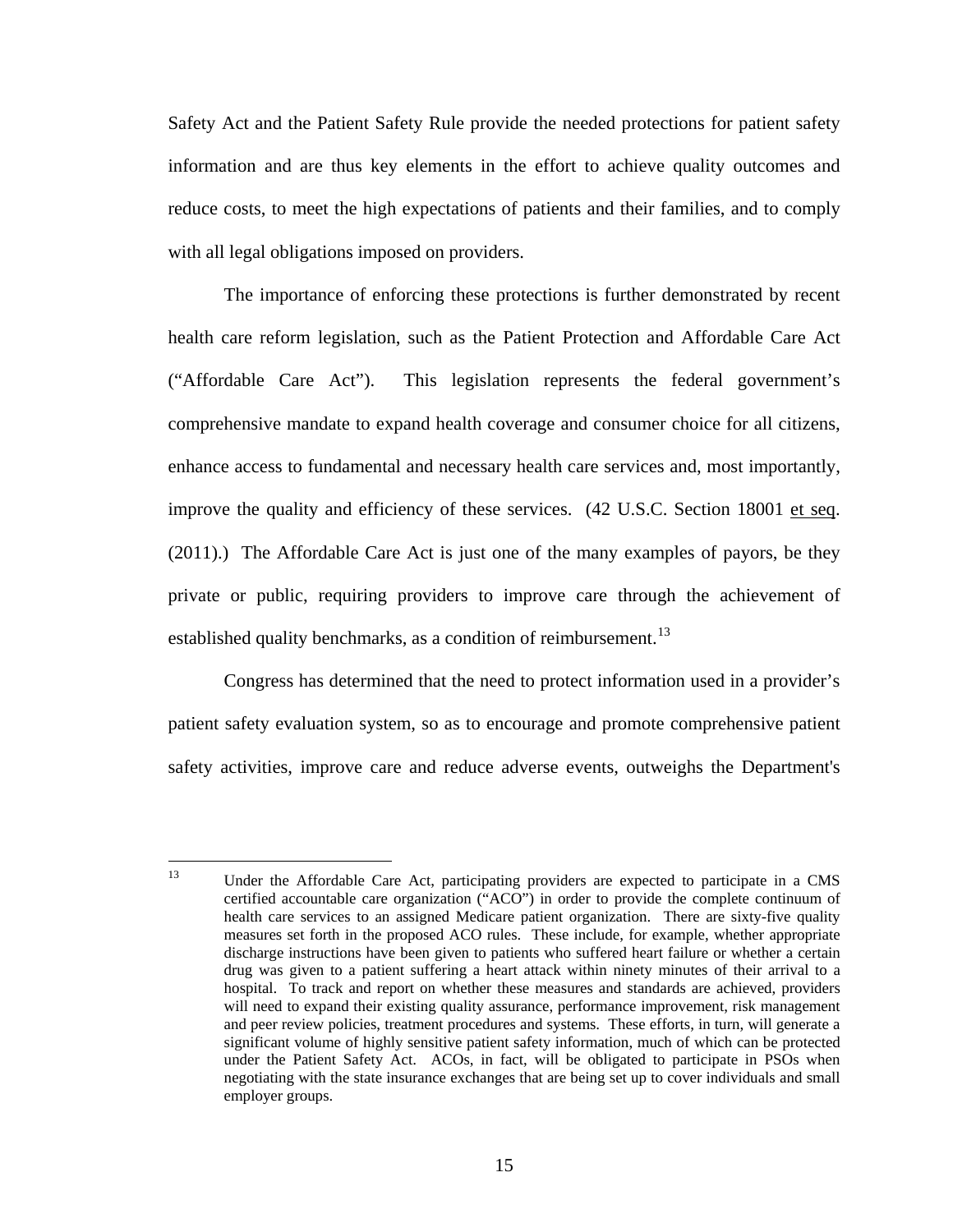Safety Act and the Patient Safety Rule provide the needed protections for patient safety information and are thus key elements in the effort to achieve quality outcomes and reduce costs, to meet the high expectations of patients and their families, and to comply with all legal obligations imposed on providers.

The importance of enforcing these protections is further demonstrated by recent health care reform legislation, such as the Patient Protection and Affordable Care Act ("Affordable Care Act"). This legislation represents the federal government's comprehensive mandate to expand health coverage and consumer choice for all citizens, enhance access to fundamental and necessary health care services and, most importantly, improve the quality and efficiency of these services. (42 U.S.C. Section 18001 et seq. (2011).) The Affordable Care Act is just one of the many examples of payors, be they private or public, requiring providers to improve care through the achievement of established quality benchmarks, as a condition of reimbursement.[13]

Congress has determined that the need to protect information used in a provider's patient safety evaluation system, so as to encourage and promote comprehensive patient safety activities, improve care and reduce adverse events, outweighs the Department's

---

[13] Under the Affordable Care Act, participating providers are expected to participate in a CMS certified accountable care organization ("ACO") in order to provide the complete continuum of health care services to an assigned Medicare patient organization. There are sixty-five quality measures set forth in the proposed ACO rules. These include, for example, whether appropriate discharge instructions have been given to patients who suffered heart failure or whether a certain drug was given to a patient suffering a heart attack within ninety minutes of their arrival to a hospital. To track and report on whether these measures and standards are achieved, providers will need to expand their existing quality assurance, performance improvement, risk management and peer review policies, treatment procedures and systems. These efforts, in turn, will generate a significant volume of highly sensitive patient safety information, much of which can be protected under the Patient Safety Act. ACOs, in fact, will be obligated to participate in PSOs when negotiating with the state insurance exchanges that are being set up to cover individuals and small employer groups.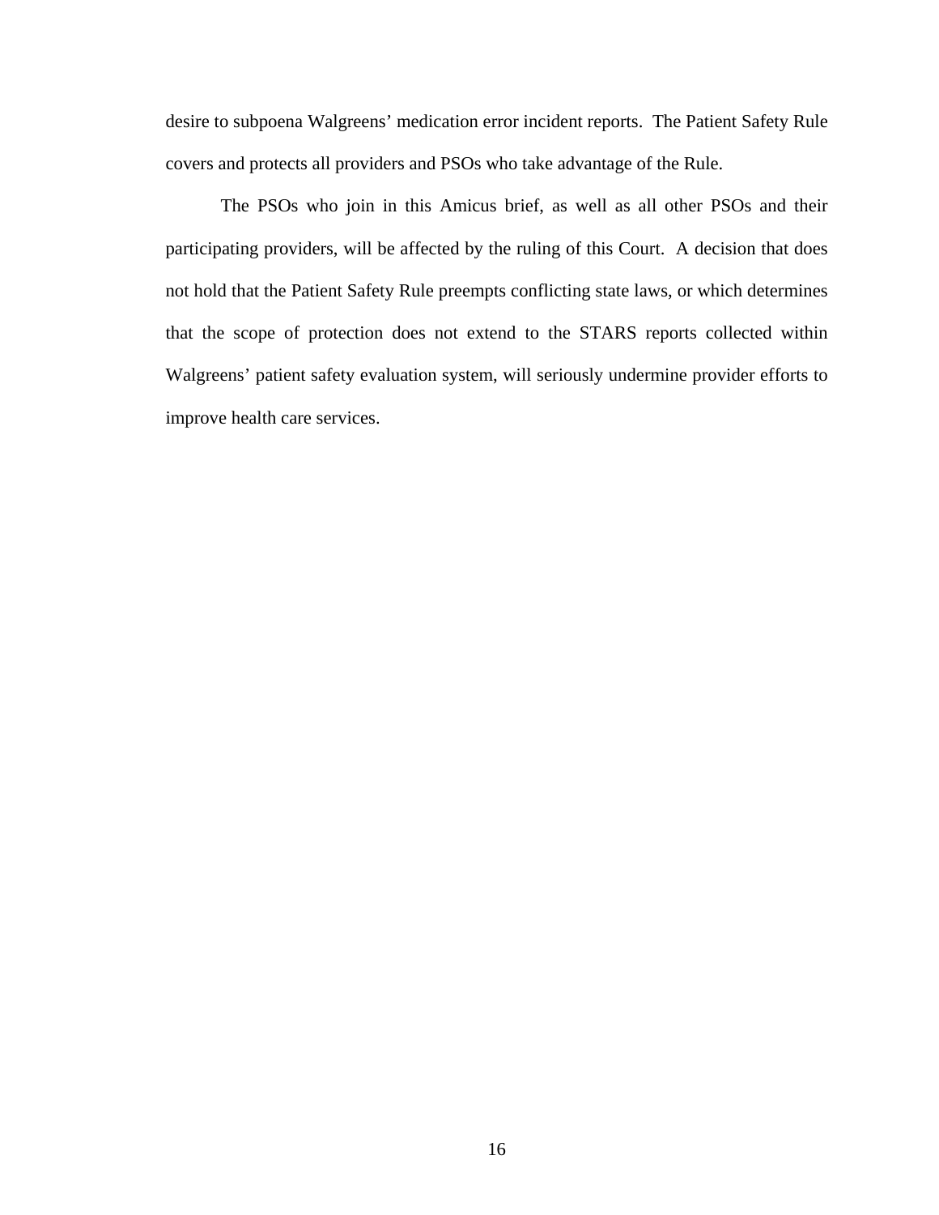desire to subpoena Walgreens' medication error incident reports. The Patient Safety Rule covers and protects all providers and PSOs who take advantage of the Rule.

The PSOs who join in this Amicus brief, as well as all other PSOs and their participating providers, will be affected by the ruling of this Court. A decision that does not hold that the Patient Safety Rule preempts conflicting state laws, or which determines that the scope of protection does not extend to the STARS reports collected within Walgreens' patient safety evaluation system, will seriously undermine provider efforts to improve health care services.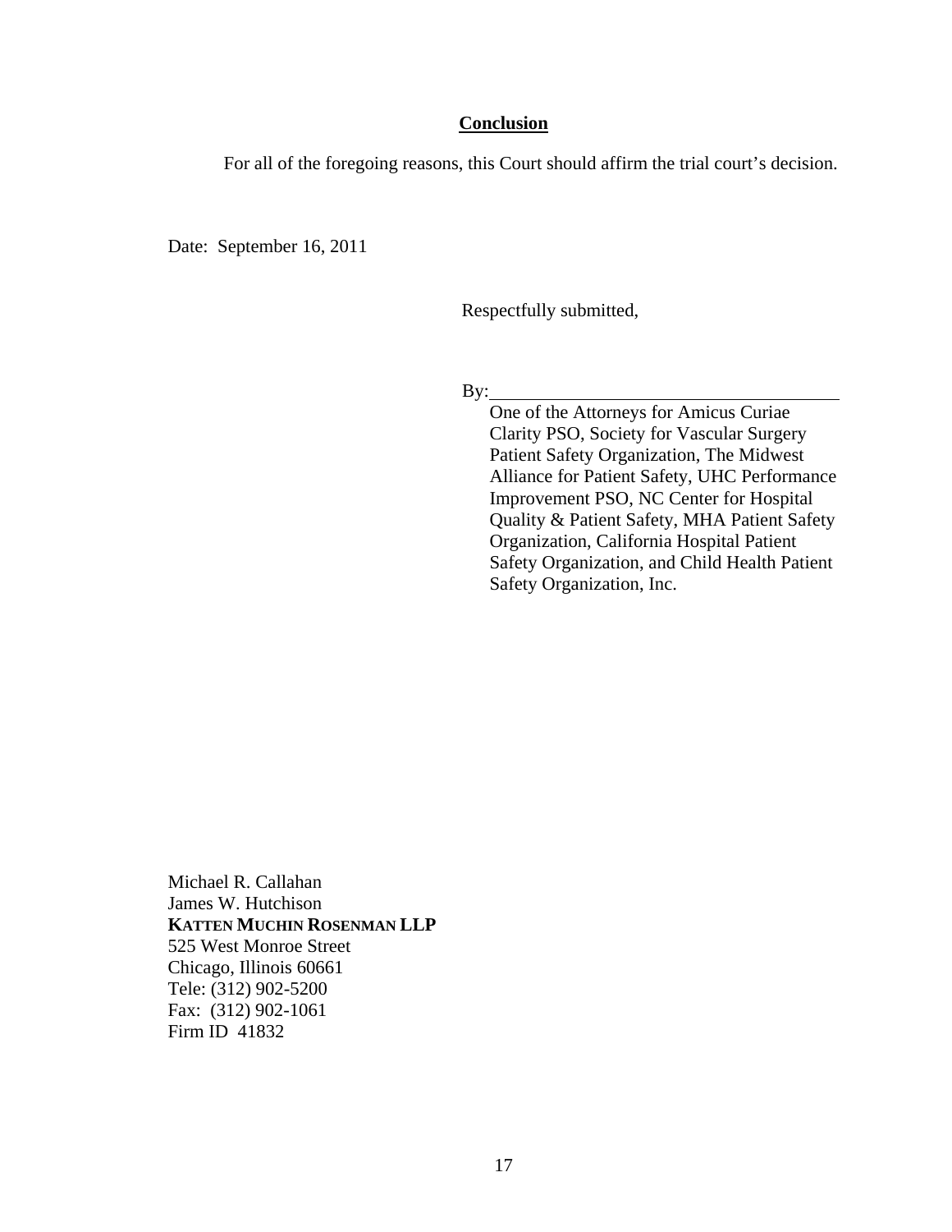## **Conclusion**

For all of the foregoing reasons, this Court should affirm the trial court's decision.

Date: September 16, 2011

Respectfully submitted,

By:\_\_\_\_\_\_\_\_\_\_\_\_\_\_\_\_\_\_\_\_\_\_\_\_\_\_\_\_\_\_\_\_\_\_\_\_\_\_

One of the Attorneys for Amicus Curiae Clarity PSO, Society for Vascular Surgery Patient Safety Organization, The Midwest Alliance for Patient Safety, UHC Performance Improvement PSO, NC Center for Hospital Quality & Patient Safety, MHA Patient Safety Organization, California Hospital Patient Safety Organization, and Child Health Patient Safety Organization, Inc.

Michael R. Callahan
James W. Hutchison
**KATTEN MUCHIN ROSENMAN LLP**
525 West Monroe Street
Chicago, Illinois 60661
Tele: (312) 902-5200
Fax: (312) 902-1061
Firm ID 41832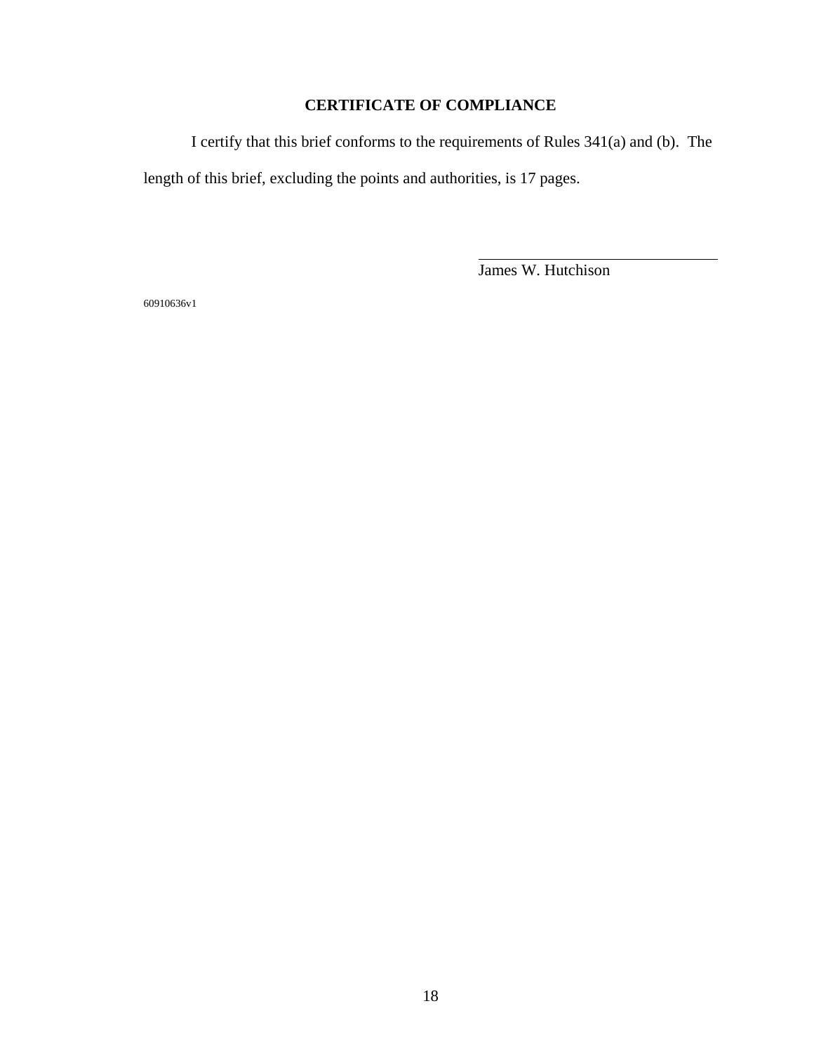## CERTIFICATE OF COMPLIANCE

I certify that this brief conforms to the requirements of Rules 341(a) and (b). The length of this brief, excluding the points and authorities, is 17 pages.

James W. Hutchison

60910636v1